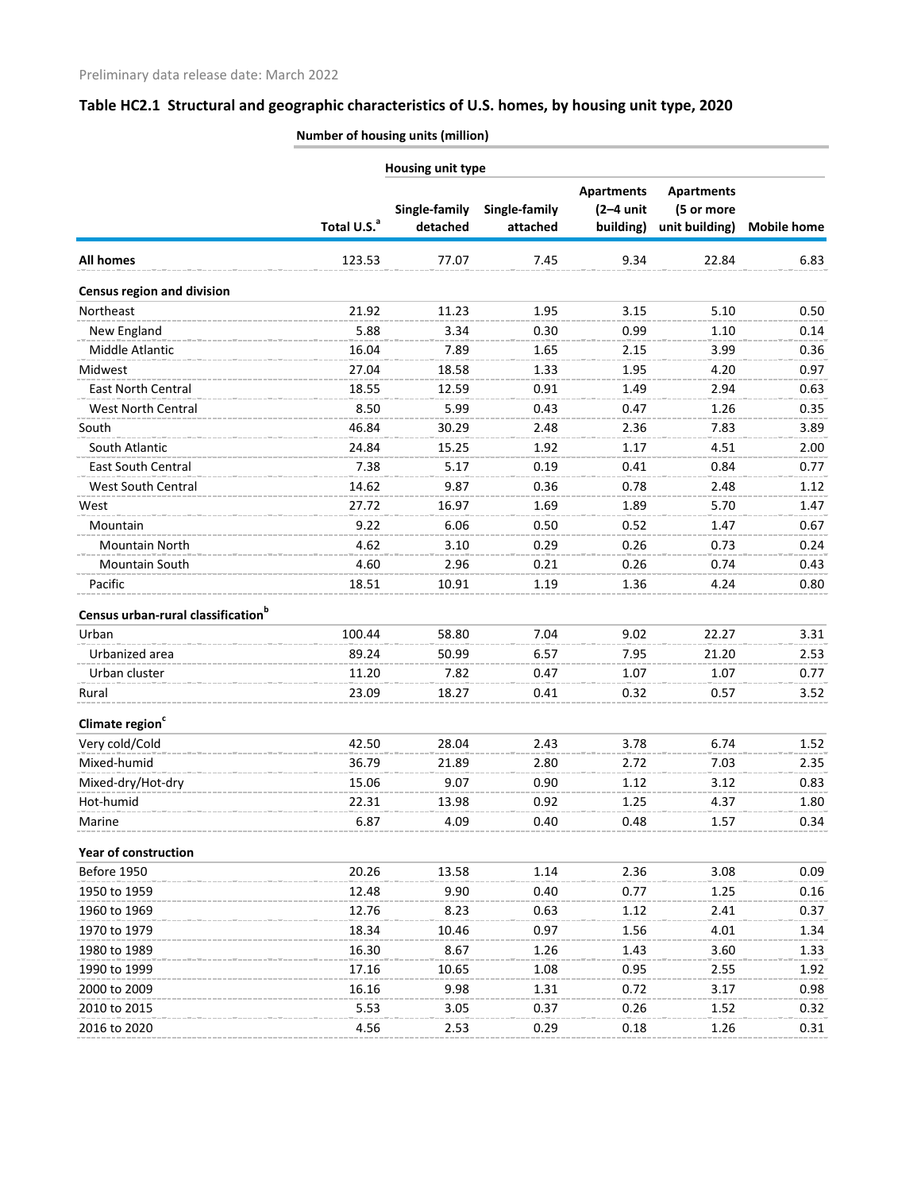Preliminary data release date: March 2022

## Table HC2.1 Structural and geographic characteristics of U.S. homes, by housing unit type, 2020

| | Number of housing units (million) | | | | | |
|---|---|---|---|---|---|---|
| | | Housing unit type | | | | |
| | Total U.S.[a] | Single-family detached | Single-family attached | Apartments (2–4 unit building) | Apartments (5 or more unit building) | Mobile home |
| **All homes** | 123.53 | 77.07 | 7.45 | 9.34 | 22.84 | 6.83 |
| **Census region and division** | | | | | | |
| Northeast | 21.92 | 11.23 | 1.95 | 3.15 | 5.10 | 0.50 |
| New England | 5.88 | 3.34 | 0.30 | 0.99 | 1.10 | 0.14 |
| Middle Atlantic | 16.04 | 7.89 | 1.65 | 2.15 | 3.99 | 0.36 |
| Midwest | 27.04 | 18.58 | 1.33 | 1.95 | 4.20 | 0.97 |
| East North Central | 18.55 | 12.59 | 0.91 | 1.49 | 2.94 | 0.63 |
| West North Central | 8.50 | 5.99 | 0.43 | 0.47 | 1.26 | 0.35 |
| South | 46.84 | 30.29 | 2.48 | 2.36 | 7.83 | 3.89 |
| South Atlantic | 24.84 | 15.25 | 1.92 | 1.17 | 4.51 | 2.00 |
| East South Central | 7.38 | 5.17 | 0.19 | 0.41 | 0.84 | 0.77 |
| West South Central | 14.62 | 9.87 | 0.36 | 0.78 | 2.48 | 1.12 |
| West | 27.72 | 16.97 | 1.69 | 1.89 | 5.70 | 1.47 |
| Mountain | 9.22 | 6.06 | 0.50 | 0.52 | 1.47 | 0.67 |
| Mountain North | 4.62 | 3.10 | 0.29 | 0.26 | 0.73 | 0.24 |
| Mountain South | 4.60 | 2.96 | 0.21 | 0.26 | 0.74 | 0.43 |
| Pacific | 18.51 | 10.91 | 1.19 | 1.36 | 4.24 | 0.80 |
| **Census urban-rural classification[b]** | | | | | | |
| Urban | 100.44 | 58.80 | 7.04 | 9.02 | 22.27 | 3.31 |
| Urbanized area | 89.24 | 50.99 | 6.57 | 7.95 | 21.20 | 2.53 |
| Urban cluster | 11.20 | 7.82 | 0.47 | 1.07 | 1.07 | 0.77 |
| Rural | 23.09 | 18.27 | 0.41 | 0.32 | 0.57 | 3.52 |
| **Climate region[c]** | | | | | | |
| Very cold/Cold | 42.50 | 28.04 | 2.43 | 3.78 | 6.74 | 1.52 |
| Mixed-humid | 36.79 | 21.89 | 2.80 | 2.72 | 7.03 | 2.35 |
| Mixed-dry/Hot-dry | 15.06 | 9.07 | 0.90 | 1.12 | 3.12 | 0.83 |
| Hot-humid | 22.31 | 13.98 | 0.92 | 1.25 | 4.37 | 1.80 |
| Marine | 6.87 | 4.09 | 0.40 | 0.48 | 1.57 | 0.34 |
| **Year of construction** | | | | | | |
| Before 1950 | 20.26 | 13.58 | 1.14 | 2.36 | 3.08 | 0.09 |
| 1950 to 1959 | 12.48 | 9.90 | 0.40 | 0.77 | 1.25 | 0.16 |
| 1960 to 1969 | 12.76 | 8.23 | 0.63 | 1.12 | 2.41 | 0.37 |
| 1970 to 1979 | 18.34 | 10.46 | 0.97 | 1.56 | 4.01 | 1.34 |
| 1980 to 1989 | 16.30 | 8.67 | 1.26 | 1.43 | 3.60 | 1.33 |
| 1990 to 1999 | 17.16 | 10.65 | 1.08 | 0.95 | 2.55 | 1.92 |
| 2000 to 2009 | 16.16 | 9.98 | 1.31 | 0.72 | 3.17 | 0.98 |
| 2010 to 2015 | 5.53 | 3.05 | 0.37 | 0.26 | 1.52 | 0.32 |
| 2016 to 2020 | 4.56 | 2.53 | 0.29 | 0.18 | 1.26 | 0.31 |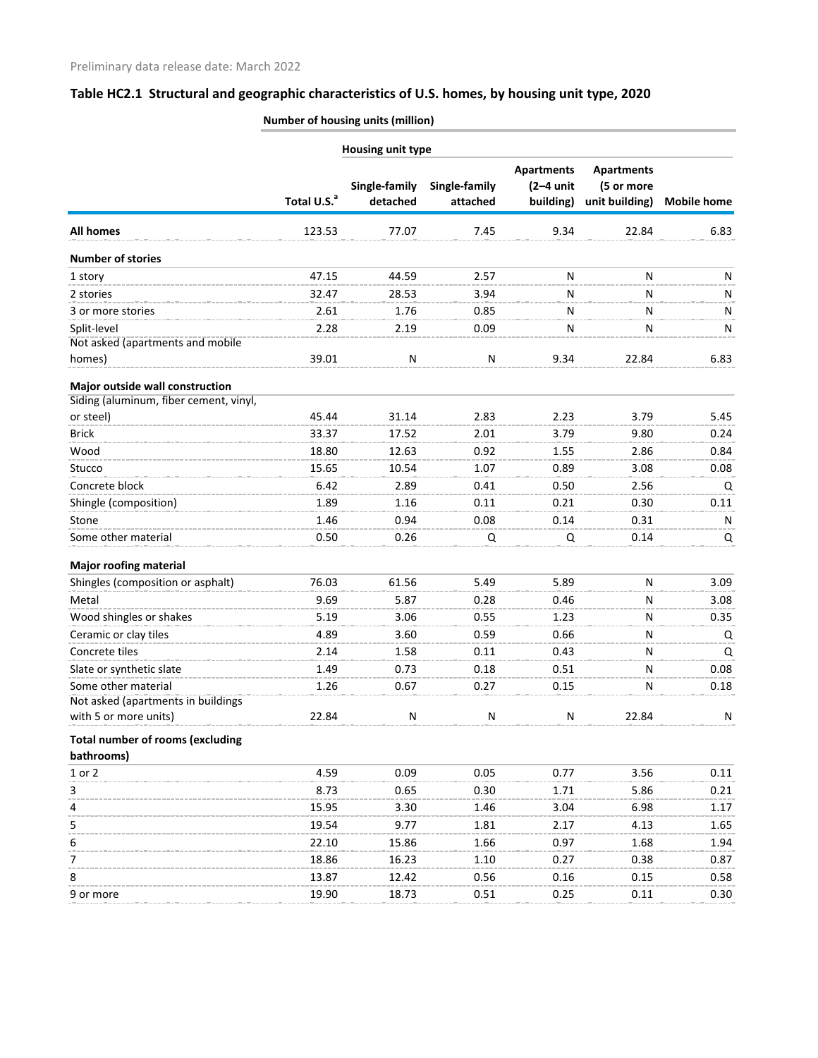Preliminary data release date: March 2022

## Table HC2.1 Structural and geographic characteristics of U.S. homes, by housing unit type, 2020

| | Number of housing units (million) | | | | | |
|---|---|---|---|---|---|---|
| | | Housing unit type | | | | |
| | Total U.S.[a] | Single-family detached | Single-family attached | Apartments (2–4 unit building) | Apartments (5 or more unit building) | Mobile home |
| **All homes** | 123.53 | 77.07 | 7.45 | 9.34 | 22.84 | 6.83 |
| **Number of stories** | | | | | | |
| 1 story | 47.15 | 44.59 | 2.57 | N | N | N |
| 2 stories | 32.47 | 28.53 | 3.94 | N | N | N |
| 3 or more stories | 2.61 | 1.76 | 0.85 | N | N | N |
| Split-level | 2.28 | 2.19 | 0.09 | N | N | N |
| Not asked (apartments and mobile homes) | 39.01 | N | N | 9.34 | 22.84 | 6.83 |
| **Major outside wall construction** | | | | | | |
| Siding (aluminum, fiber cement, vinyl, or steel) | 45.44 | 31.14 | 2.83 | 2.23 | 3.79 | 5.45 |
| Brick | 33.37 | 17.52 | 2.01 | 3.79 | 9.80 | 0.24 |
| Wood | 18.80 | 12.63 | 0.92 | 1.55 | 2.86 | 0.84 |
| Stucco | 15.65 | 10.54 | 1.07 | 0.89 | 3.08 | 0.08 |
| Concrete block | 6.42 | 2.89 | 0.41 | 0.50 | 2.56 | Q |
| Shingle (composition) | 1.89 | 1.16 | 0.11 | 0.21 | 0.30 | 0.11 |
| Stone | 1.46 | 0.94 | 0.08 | 0.14 | 0.31 | N |
| Some other material | 0.50 | 0.26 | Q | Q | 0.14 | Q |
| **Major roofing material** | | | | | | |
| Shingles (composition or asphalt) | 76.03 | 61.56 | 5.49 | 5.89 | N | 3.09 |
| Metal | 9.69 | 5.87 | 0.28 | 0.46 | N | 3.08 |
| Wood shingles or shakes | 5.19 | 3.06 | 0.55 | 1.23 | N | 0.35 |
| Ceramic or clay tiles | 4.89 | 3.60 | 0.59 | 0.66 | N | Q |
| Concrete tiles | 2.14 | 1.58 | 0.11 | 0.43 | N | Q |
| Slate or synthetic slate | 1.49 | 0.73 | 0.18 | 0.51 | N | 0.08 |
| Some other material | 1.26 | 0.67 | 0.27 | 0.15 | N | 0.18 |
| Not asked (apartments in buildings with 5 or more units) | 22.84 | N | N | N | 22.84 | N |
| **Total number of rooms (excluding bathrooms)** | | | | | | |
| 1 or 2 | 4.59 | 0.09 | 0.05 | 0.77 | 3.56 | 0.11 |
| 3 | 8.73 | 0.65 | 0.30 | 1.71 | 5.86 | 0.21 |
| 4 | 15.95 | 3.30 | 1.46 | 3.04 | 6.98 | 1.17 |
| 5 | 19.54 | 9.77 | 1.81 | 2.17 | 4.13 | 1.65 |
| 6 | 22.10 | 15.86 | 1.66 | 0.97 | 1.68 | 1.94 |
| 7 | 18.86 | 16.23 | 1.10 | 0.27 | 0.38 | 0.87 |
| 8 | 13.87 | 12.42 | 0.56 | 0.16 | 0.15 | 0.58 |
| 9 or more | 19.90 | 18.73 | 0.51 | 0.25 | 0.11 | 0.30 |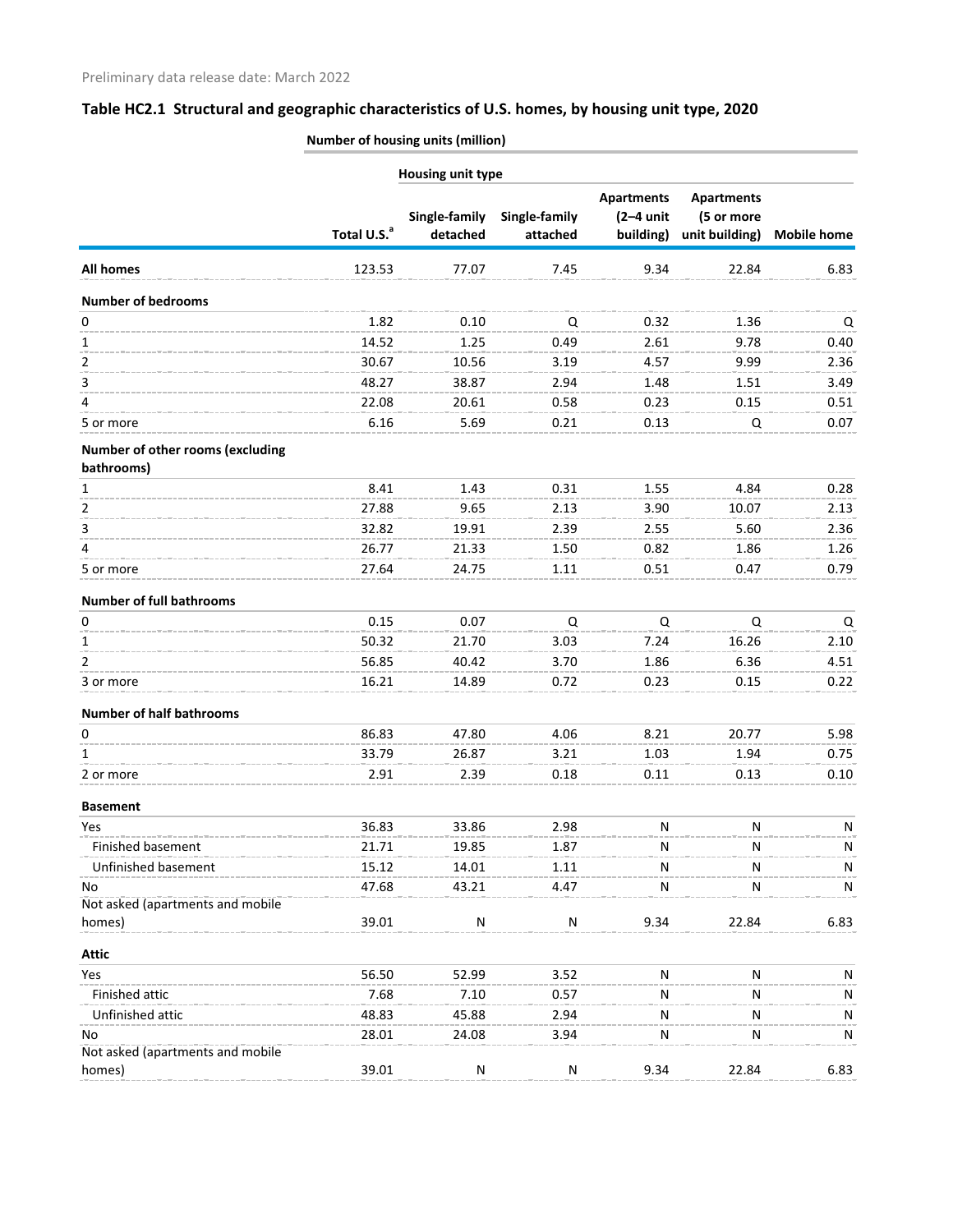Preliminary data release date: March 2022

## Table HC2.1 Structural and geographic characteristics of U.S. homes, by housing unit type, 2020

| | Number of housing units (million) | | | | | |
|---|---|---|---|---|---|---|
| | | Housing unit type | | | | |
| | Total U.S.[a] | Single-family detached | Single-family attached | Apartments (2–4 unit building) | Apartments (5 or more unit building) | Mobile home |
| **All homes** | 123.53 | 77.07 | 7.45 | 9.34 | 22.84 | 6.83 |
| **Number of bedrooms** | | | | | | |
| 0 | 1.82 | 0.10 | Q | 0.32 | 1.36 | Q |
| 1 | 14.52 | 1.25 | 0.49 | 2.61 | 9.78 | 0.40 |
| 2 | 30.67 | 10.56 | 3.19 | 4.57 | 9.99 | 2.36 |
| 3 | 48.27 | 38.87 | 2.94 | 1.48 | 1.51 | 3.49 |
| 4 | 22.08 | 20.61 | 0.58 | 0.23 | 0.15 | 0.51 |
| 5 or more | 6.16 | 5.69 | 0.21 | 0.13 | Q | 0.07 |
| **Number of other rooms (excluding bathrooms)** | | | | | | |
| 1 | 8.41 | 1.43 | 0.31 | 1.55 | 4.84 | 0.28 |
| 2 | 27.88 | 9.65 | 2.13 | 3.90 | 10.07 | 2.13 |
| 3 | 32.82 | 19.91 | 2.39 | 2.55 | 5.60 | 2.36 |
| 4 | 26.77 | 21.33 | 1.50 | 0.82 | 1.86 | 1.26 |
| 5 or more | 27.64 | 24.75 | 1.11 | 0.51 | 0.47 | 0.79 |
| **Number of full bathrooms** | | | | | | |
| 0 | 0.15 | 0.07 | Q | Q | Q | Q |
| 1 | 50.32 | 21.70 | 3.03 | 7.24 | 16.26 | 2.10 |
| 2 | 56.85 | 40.42 | 3.70 | 1.86 | 6.36 | 4.51 |
| 3 or more | 16.21 | 14.89 | 0.72 | 0.23 | 0.15 | 0.22 |
| **Number of half bathrooms** | | | | | | |
| 0 | 86.83 | 47.80 | 4.06 | 8.21 | 20.77 | 5.98 |
| 1 | 33.79 | 26.87 | 3.21 | 1.03 | 1.94 | 0.75 |
| 2 or more | 2.91 | 2.39 | 0.18 | 0.11 | 0.13 | 0.10 |
| **Basement** | | | | | | |
| Yes | 36.83 | 33.86 | 2.98 | N | N | N |
| Finished basement | 21.71 | 19.85 | 1.87 | N | N | N |
| Unfinished basement | 15.12 | 14.01 | 1.11 | N | N | N |
| No | 47.68 | 43.21 | 4.47 | N | N | N |
| Not asked (apartments and mobile homes) | 39.01 | N | N | 9.34 | 22.84 | 6.83 |
| **Attic** | | | | | | |
| Yes | 56.50 | 52.99 | 3.52 | N | N | N |
| Finished attic | 7.68 | 7.10 | 0.57 | N | N | N |
| Unfinished attic | 48.83 | 45.88 | 2.94 | N | N | N |
| No | 28.01 | 24.08 | 3.94 | N | N | N |
| Not asked (apartments and mobile homes) | 39.01 | N | N | 9.34 | 22.84 | 6.83 |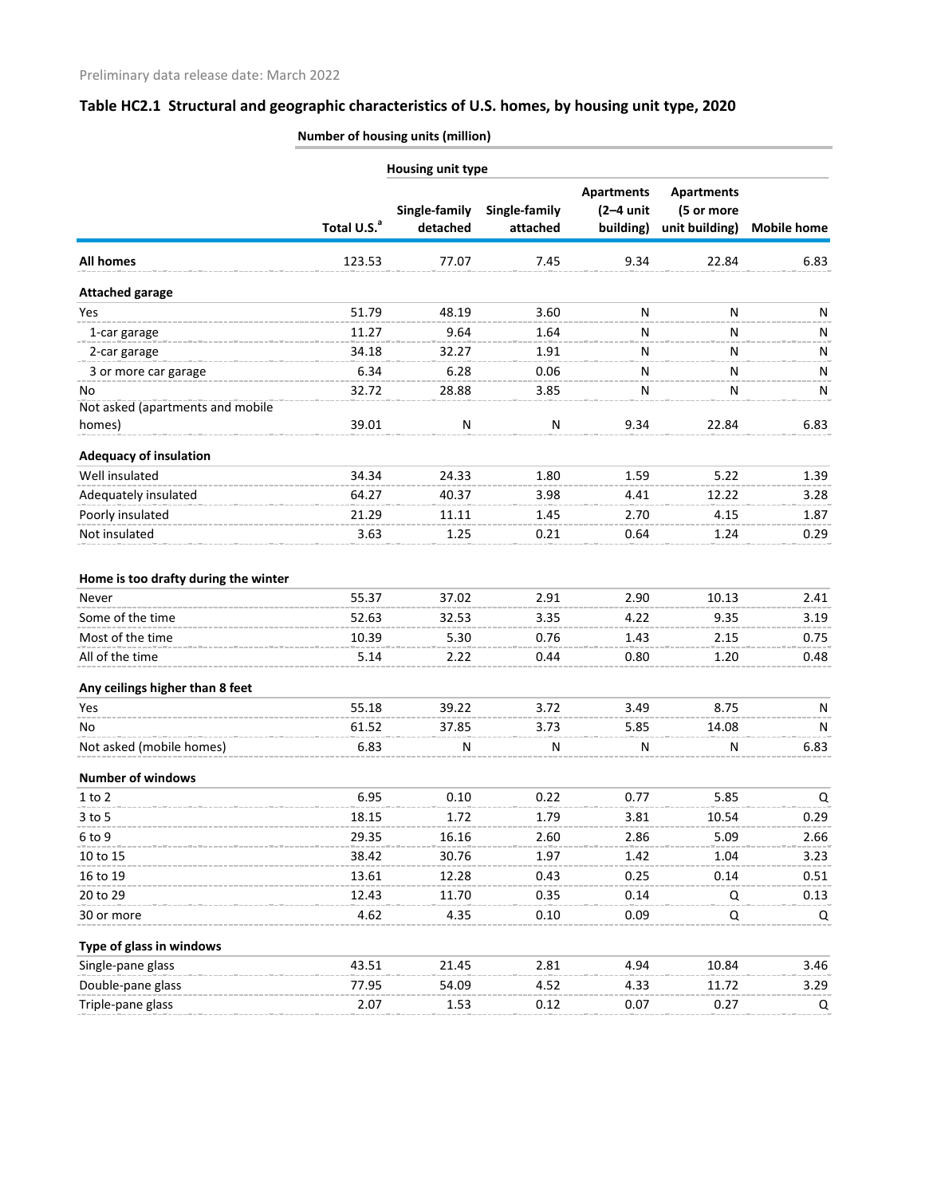Preliminary data release date: March 2022

## Table HC2.1 Structural and geographic characteristics of U.S. homes, by housing unit type, 2020

| | Number of housing units (million) | | | | | |
|---|---|---|---|---|---|---|
| | | Housing unit type | | | | |
| | Total U.S.[a] | Single-family detached | Single-family attached | Apartments (2–4 unit building) | Apartments (5 or more unit building) | Mobile home |
| **All homes** | 123.53 | 77.07 | 7.45 | 9.34 | 22.84 | 6.83 |
| **Attached garage** | | | | | | |
| Yes | 51.79 | 48.19 | 3.60 | N | N | N |
| 1-car garage | 11.27 | 9.64 | 1.64 | N | N | N |
| 2-car garage | 34.18 | 32.27 | 1.91 | N | N | N |
| 3 or more car garage | 6.34 | 6.28 | 0.06 | N | N | N |
| No | 32.72 | 28.88 | 3.85 | N | N | N |
| Not asked (apartments and mobile homes) | 39.01 | N | N | 9.34 | 22.84 | 6.83 |
| **Adequacy of insulation** | | | | | | |
| Well insulated | 34.34 | 24.33 | 1.80 | 1.59 | 5.22 | 1.39 |
| Adequately insulated | 64.27 | 40.37 | 3.98 | 4.41 | 12.22 | 3.28 |
| Poorly insulated | 21.29 | 11.11 | 1.45 | 2.70 | 4.15 | 1.87 |
| Not insulated | 3.63 | 1.25 | 0.21 | 0.64 | 1.24 | 0.29 |
| **Home is too drafty during the winter** | | | | | | |
| Never | 55.37 | 37.02 | 2.91 | 2.90 | 10.13 | 2.41 |
| Some of the time | 52.63 | 32.53 | 3.35 | 4.22 | 9.35 | 3.19 |
| Most of the time | 10.39 | 5.30 | 0.76 | 1.43 | 2.15 | 0.75 |
| All of the time | 5.14 | 2.22 | 0.44 | 0.80 | 1.20 | 0.48 |
| **Any ceilings higher than 8 feet** | | | | | | |
| Yes | 55.18 | 39.22 | 3.72 | 3.49 | 8.75 | N |
| No | 61.52 | 37.85 | 3.73 | 5.85 | 14.08 | N |
| Not asked (mobile homes) | 6.83 | N | N | N | N | 6.83 |
| **Number of windows** | | | | | | |
| 1 to 2 | 6.95 | 0.10 | 0.22 | 0.77 | 5.85 | Q |
| 3 to 5 | 18.15 | 1.72 | 1.79 | 3.81 | 10.54 | 0.29 |
| 6 to 9 | 29.35 | 16.16 | 2.60 | 2.86 | 5.09 | 2.66 |
| 10 to 15 | 38.42 | 30.76 | 1.97 | 1.42 | 1.04 | 3.23 |
| 16 to 19 | 13.61 | 12.28 | 0.43 | 0.25 | 0.14 | 0.51 |
| 20 to 29 | 12.43 | 11.70 | 0.35 | 0.14 | Q | 0.13 |
| 30 or more | 4.62 | 4.35 | 0.10 | 0.09 | Q | Q |
| **Type of glass in windows** | | | | | | |
| Single-pane glass | 43.51 | 21.45 | 2.81 | 4.94 | 10.84 | 3.46 |
| Double-pane glass | 77.95 | 54.09 | 4.52 | 4.33 | 11.72 | 3.29 |
| Triple-pane glass | 2.07 | 1.53 | 0.12 | 0.07 | 0.27 | Q |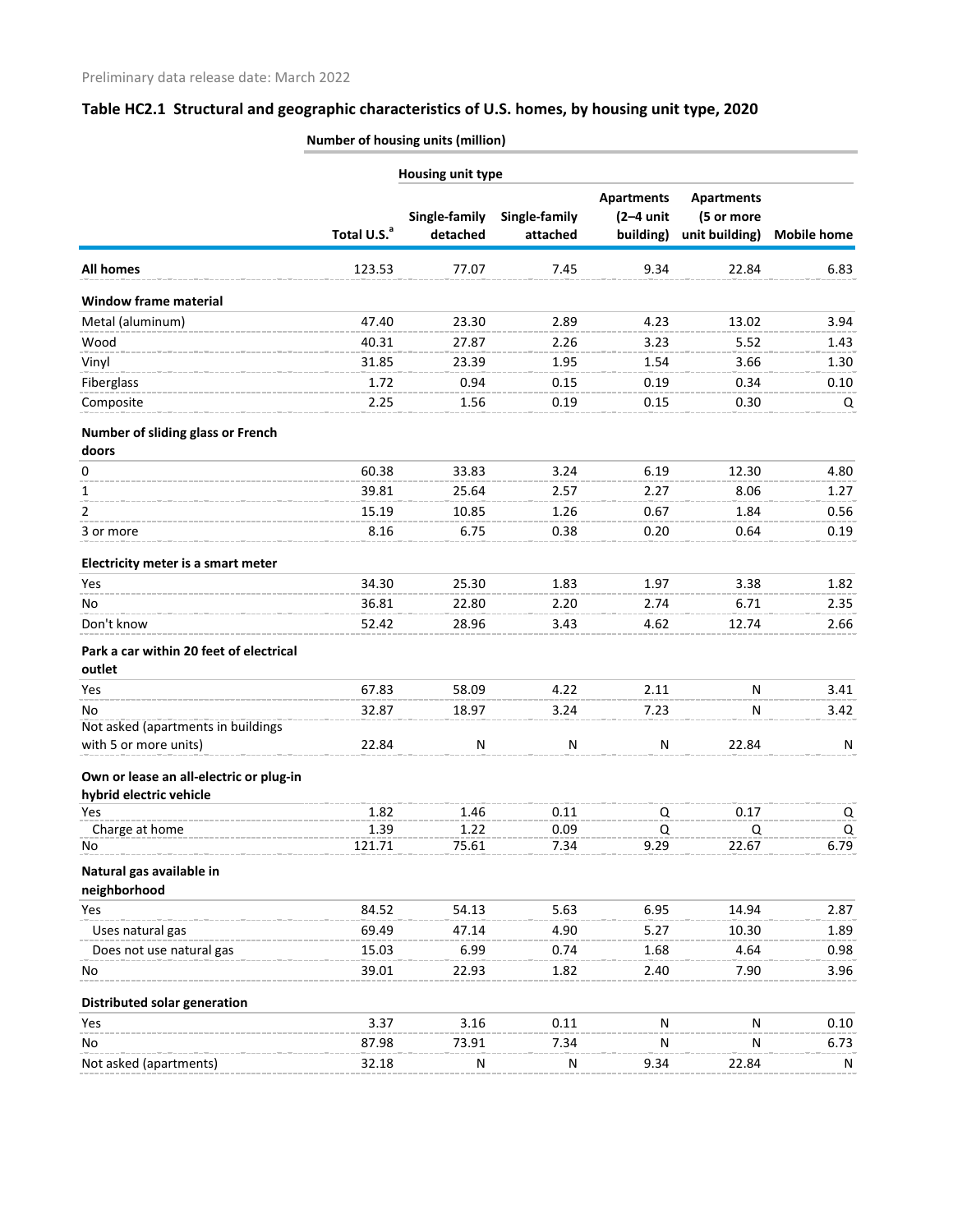Preliminary data release date: March 2022

## Table HC2.1 Structural and geographic characteristics of U.S. homes, by housing unit type, 2020

| | Number of housing units (million) | | | | | |
|---|---|---|---|---|---|---|
| | | Housing unit type | | | | |
| | Total U.S.[a] | Single-family detached | Single-family attached | Apartments (2–4 unit building) | Apartments (5 or more unit building) | Mobile home |
| **All homes** | 123.53 | 77.07 | 7.45 | 9.34 | 22.84 | 6.83 |
| **Window frame material** | | | | | | |
| Metal (aluminum) | 47.40 | 23.30 | 2.89 | 4.23 | 13.02 | 3.94 |
| Wood | 40.31 | 27.87 | 2.26 | 3.23 | 5.52 | 1.43 |
| Vinyl | 31.85 | 23.39 | 1.95 | 1.54 | 3.66 | 1.30 |
| Fiberglass | 1.72 | 0.94 | 0.15 | 0.19 | 0.34 | 0.10 |
| Composite | 2.25 | 1.56 | 0.19 | 0.15 | 0.30 | Q |
| **Number of sliding glass or French doors** | | | | | | |
| 0 | 60.38 | 33.83 | 3.24 | 6.19 | 12.30 | 4.80 |
| 1 | 39.81 | 25.64 | 2.57 | 2.27 | 8.06 | 1.27 |
| 2 | 15.19 | 10.85 | 1.26 | 0.67 | 1.84 | 0.56 |
| 3 or more | 8.16 | 6.75 | 0.38 | 0.20 | 0.64 | 0.19 |
| **Electricity meter is a smart meter** | | | | | | |
| Yes | 34.30 | 25.30 | 1.83 | 1.97 | 3.38 | 1.82 |
| No | 36.81 | 22.80 | 2.20 | 2.74 | 6.71 | 2.35 |
| Don't know | 52.42 | 28.96 | 3.43 | 4.62 | 12.74 | 2.66 |
| **Park a car within 20 feet of electrical outlet** | | | | | | |
| Yes | 67.83 | 58.09 | 4.22 | 2.11 | N | 3.41 |
| No | 32.87 | 18.97 | 3.24 | 7.23 | N | 3.42 |
| Not asked (apartments in buildings with 5 or more units) | 22.84 | N | N | N | 22.84 | N |
| **Own or lease an all-electric or plug-in hybrid electric vehicle** | | | | | | |
| Yes | 1.82 | 1.46 | 0.11 | Q | 0.17 | Q |
| Charge at home | 1.39 | 1.22 | 0.09 | Q | Q | Q |
| No | 121.71 | 75.61 | 7.34 | 9.29 | 22.67 | 6.79 |
| **Natural gas available in neighborhood** | | | | | | |
| Yes | 84.52 | 54.13 | 5.63 | 6.95 | 14.94 | 2.87 |
| Uses natural gas | 69.49 | 47.14 | 4.90 | 5.27 | 10.30 | 1.89 |
| Does not use natural gas | 15.03 | 6.99 | 0.74 | 1.68 | 4.64 | 0.98 |
| No | 39.01 | 22.93 | 1.82 | 2.40 | 7.90 | 3.96 |
| **Distributed solar generation** | | | | | | |
| Yes | 3.37 | 3.16 | 0.11 | N | N | 0.10 |
| No | 87.98 | 73.91 | 7.34 | N | N | 6.73 |
| Not asked (apartments) | 32.18 | N | N | 9.34 | 22.84 | N |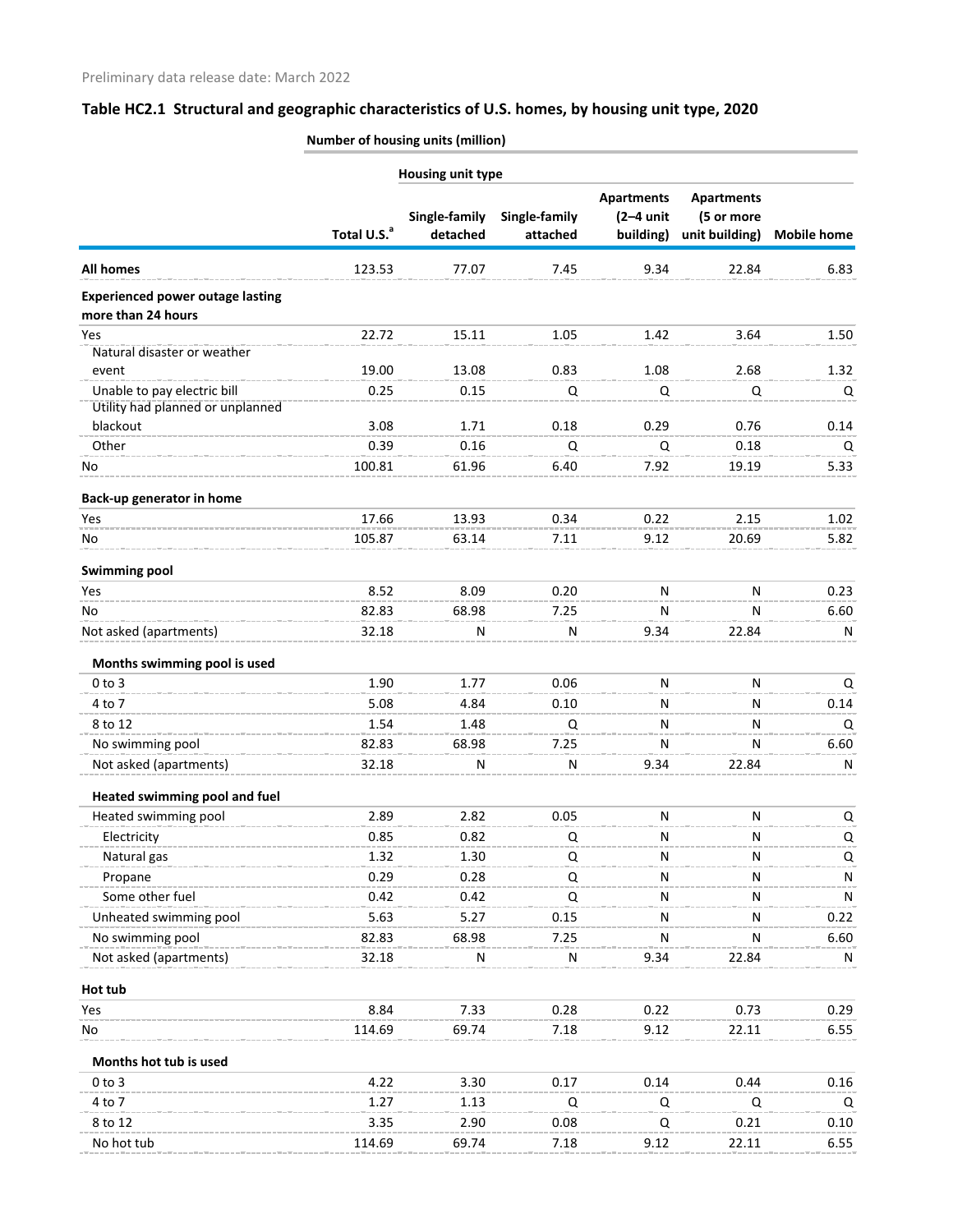Preliminary data release date: March 2022

## Table HC2.1 Structural and geographic characteristics of U.S. homes, by housing unit type, 2020

| | Number of housing units (million) | | | | | |
|---|---|---|---|---|---|---|
| | | Housing unit type | | | | |
| | Total U.S.[a] | Single-family detached | Single-family attached | Apartments (2–4 unit building) | Apartments (5 or more unit building) | Mobile home |
| **All homes** | 123.53 | 77.07 | 7.45 | 9.34 | 22.84 | 6.83 |
| **Experienced power outage lasting more than 24 hours** | | | | | | |
| Yes | 22.72 | 15.11 | 1.05 | 1.42 | 3.64 | 1.50 |
| Natural disaster or weather event | 19.00 | 13.08 | 0.83 | 1.08 | 2.68 | 1.32 |
| Unable to pay electric bill | 0.25 | 0.15 | Q | Q | Q | Q |
| Utility had planned or unplanned blackout | 3.08 | 1.71 | 0.18 | 0.29 | 0.76 | 0.14 |
| Other | 0.39 | 0.16 | Q | Q | 0.18 | Q |
| No | 100.81 | 61.96 | 6.40 | 7.92 | 19.19 | 5.33 |
| **Back-up generator in home** | | | | | | |
| Yes | 17.66 | 13.93 | 0.34 | 0.22 | 2.15 | 1.02 |
| No | 105.87 | 63.14 | 7.11 | 9.12 | 20.69 | 5.82 |
| **Swimming pool** | | | | | | |
| Yes | 8.52 | 8.09 | 0.20 | N | N | 0.23 |
| No | 82.83 | 68.98 | 7.25 | N | N | 6.60 |
| Not asked (apartments) | 32.18 | N | N | 9.34 | 22.84 | N |
| **Months swimming pool is used** | | | | | | |
| 0 to 3 | 1.90 | 1.77 | 0.06 | N | N | Q |
| 4 to 7 | 5.08 | 4.84 | 0.10 | N | N | 0.14 |
| 8 to 12 | 1.54 | 1.48 | Q | N | N | Q |
| No swimming pool | 82.83 | 68.98 | 7.25 | N | N | 6.60 |
| Not asked (apartments) | 32.18 | N | N | 9.34 | 22.84 | N |
| **Heated swimming pool and fuel** | | | | | | |
| Heated swimming pool | 2.89 | 2.82 | 0.05 | N | N | Q |
| Electricity | 0.85 | 0.82 | Q | N | N | Q |
| Natural gas | 1.32 | 1.30 | Q | N | N | Q |
| Propane | 0.29 | 0.28 | Q | N | N | N |
| Some other fuel | 0.42 | 0.42 | Q | N | N | N |
| Unheated swimming pool | 5.63 | 5.27 | 0.15 | N | N | 0.22 |
| No swimming pool | 82.83 | 68.98 | 7.25 | N | N | 6.60 |
| Not asked (apartments) | 32.18 | N | N | 9.34 | 22.84 | N |
| **Hot tub** | | | | | | |
| Yes | 8.84 | 7.33 | 0.28 | 0.22 | 0.73 | 0.29 |
| No | 114.69 | 69.74 | 7.18 | 9.12 | 22.11 | 6.55 |
| **Months hot tub is used** | | | | | | |
| 0 to 3 | 4.22 | 3.30 | 0.17 | 0.14 | 0.44 | 0.16 |
| 4 to 7 | 1.27 | 1.13 | Q | Q | Q | Q |
| 8 to 12 | 3.35 | 2.90 | 0.08 | Q | 0.21 | 0.10 |
| No hot tub | 114.69 | 69.74 | 7.18 | 9.12 | 22.11 | 6.55 |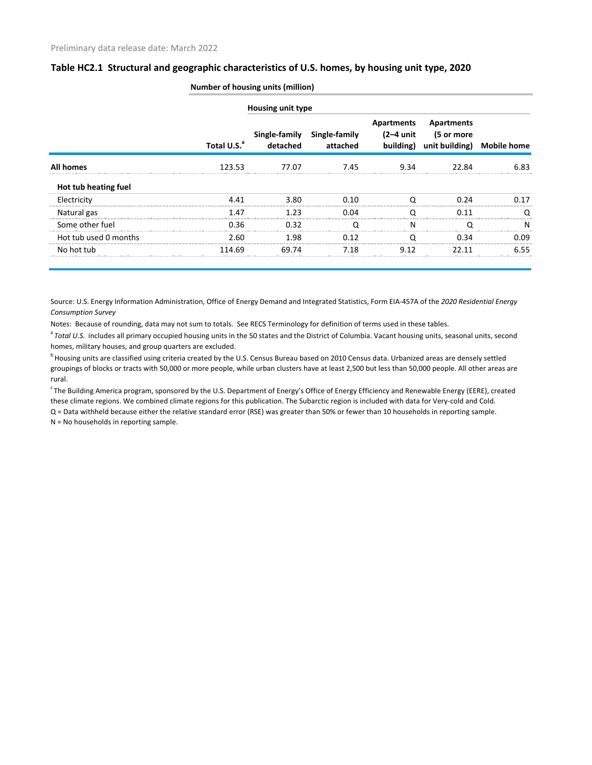Preliminary data release date: March 2022

### Table HC2.1 Structural and geographic characteristics of U.S. homes, by housing unit type, 2020

| | Number of housing units (million) | | | | | |
|---|---|---|---|---|---|---|
| | | Housing unit type | | | | |
| | Total U.S.[a] | Single-family detached | Single-family attached | Apartments (2–4 unit building) | Apartments (5 or more unit building) | Mobile home |
| **All homes** | 123.53 | 77.07 | 7.45 | 9.34 | 22.84 | 6.83 |
| **Hot tub heating fuel** | | | | | | |
| Electricity | 4.41 | 3.80 | 0.10 | Q | 0.24 | 0.17 |
| Natural gas | 1.47 | 1.23 | 0.04 | Q | 0.11 | Q |
| Some other fuel | 0.36 | 0.32 | Q | N | Q | N |
| Hot tub used 0 months | 2.60 | 1.98 | 0.12 | Q | 0.34 | 0.09 |
| No hot tub | 114.69 | 69.74 | 7.18 | 9.12 | 22.11 | 6.55 |

Source: U.S. Energy Information Administration, Office of Energy Demand and Integrated Statistics, Form EIA-457A of the *2020 Residential Energy Consumption Survey*

Notes: Because of rounding, data may not sum to totals. See RECS Terminology for definition of terms used in these tables.

[a] *Total U.S.* includes all primary occupied housing units in the 50 states and the District of Columbia. Vacant housing units, seasonal units, second homes, military houses, and group quarters are excluded.

[b] Housing units are classified using criteria created by the U.S. Census Bureau based on 2010 Census data. Urbanized areas are densely settled groupings of blocks or tracts with 50,000 or more people, while urban clusters have at least 2,500 but less than 50,000 people. All other areas are rural.

[c] The Building America program, sponsored by the U.S. Department of Energy's Office of Energy Efficiency and Renewable Energy (EERE), created these climate regions. We combined climate regions for this publication. The Subarctic region is included with data for Very-cold and Cold.

Q = Data withheld because either the relative standard error (RSE) was greater than 50% or fewer than 10 households in reporting sample.

N = No households in reporting sample.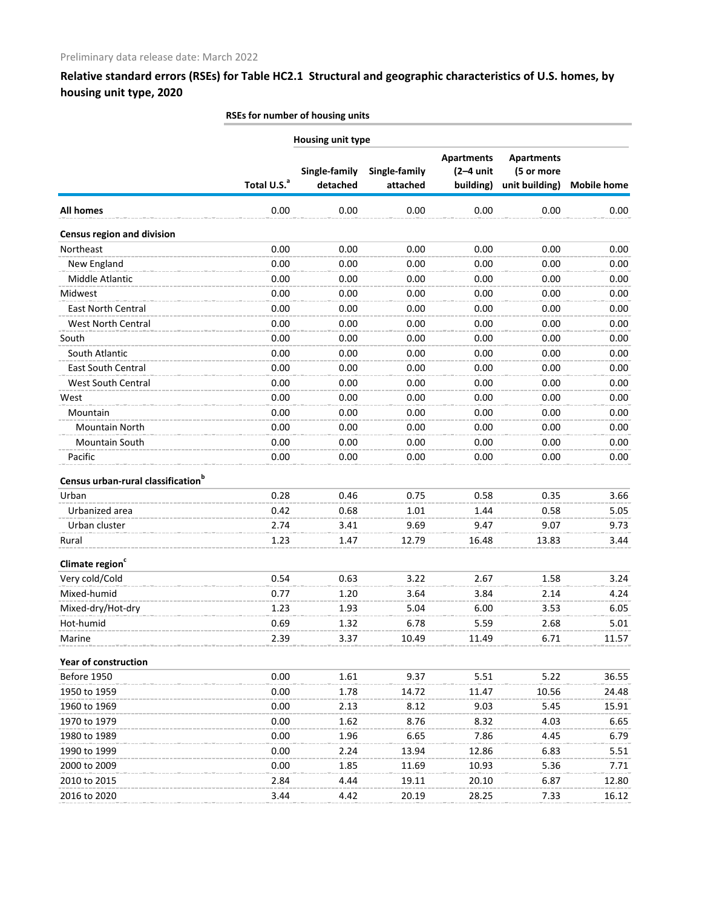Preliminary data release date: March 2022

## Relative standard errors (RSEs) for Table HC2.1 Structural and geographic characteristics of U.S. homes, by housing unit type, 2020

| | RSEs for number of housing units | | | | | |
|---|---|---|---|---|---|---|
| | | Housing unit type | | | | |
| | Total U.S.[a] | Single-family detached | Single-family attached | Apartments (2–4 unit building) | Apartments (5 or more unit building) | Mobile home |
| **All homes** | 0.00 | 0.00 | 0.00 | 0.00 | 0.00 | 0.00 |
| **Census region and division** | | | | | | |
| Northeast | 0.00 | 0.00 | 0.00 | 0.00 | 0.00 | 0.00 |
| New England | 0.00 | 0.00 | 0.00 | 0.00 | 0.00 | 0.00 |
| Middle Atlantic | 0.00 | 0.00 | 0.00 | 0.00 | 0.00 | 0.00 |
| Midwest | 0.00 | 0.00 | 0.00 | 0.00 | 0.00 | 0.00 |
| East North Central | 0.00 | 0.00 | 0.00 | 0.00 | 0.00 | 0.00 |
| West North Central | 0.00 | 0.00 | 0.00 | 0.00 | 0.00 | 0.00 |
| South | 0.00 | 0.00 | 0.00 | 0.00 | 0.00 | 0.00 |
| South Atlantic | 0.00 | 0.00 | 0.00 | 0.00 | 0.00 | 0.00 |
| East South Central | 0.00 | 0.00 | 0.00 | 0.00 | 0.00 | 0.00 |
| West South Central | 0.00 | 0.00 | 0.00 | 0.00 | 0.00 | 0.00 |
| West | 0.00 | 0.00 | 0.00 | 0.00 | 0.00 | 0.00 |
| Mountain | 0.00 | 0.00 | 0.00 | 0.00 | 0.00 | 0.00 |
| Mountain North | 0.00 | 0.00 | 0.00 | 0.00 | 0.00 | 0.00 |
| Mountain South | 0.00 | 0.00 | 0.00 | 0.00 | 0.00 | 0.00 |
| Pacific | 0.00 | 0.00 | 0.00 | 0.00 | 0.00 | 0.00 |
| **Census urban-rural classification[b]** | | | | | | |
| Urban | 0.28 | 0.46 | 0.75 | 0.58 | 0.35 | 3.66 |
| Urbanized area | 0.42 | 0.68 | 1.01 | 1.44 | 0.58 | 5.05 |
| Urban cluster | 2.74 | 3.41 | 9.69 | 9.47 | 9.07 | 9.73 |
| Rural | 1.23 | 1.47 | 12.79 | 16.48 | 13.83 | 3.44 |
| **Climate region[c]** | | | | | | |
| Very cold/Cold | 0.54 | 0.63 | 3.22 | 2.67 | 1.58 | 3.24 |
| Mixed-humid | 0.77 | 1.20 | 3.64 | 3.84 | 2.14 | 4.24 |
| Mixed-dry/Hot-dry | 1.23 | 1.93 | 5.04 | 6.00 | 3.53 | 6.05 |
| Hot-humid | 0.69 | 1.32 | 6.78 | 5.59 | 2.68 | 5.01 |
| Marine | 2.39 | 3.37 | 10.49 | 11.49 | 6.71 | 11.57 |
| **Year of construction** | | | | | | |
| Before 1950 | 0.00 | 1.61 | 9.37 | 5.51 | 5.22 | 36.55 |
| 1950 to 1959 | 0.00 | 1.78 | 14.72 | 11.47 | 10.56 | 24.48 |
| 1960 to 1969 | 0.00 | 2.13 | 8.12 | 9.03 | 5.45 | 15.91 |
| 1970 to 1979 | 0.00 | 1.62 | 8.76 | 8.32 | 4.03 | 6.65 |
| 1980 to 1989 | 0.00 | 1.96 | 6.65 | 7.86 | 4.45 | 6.79 |
| 1990 to 1999 | 0.00 | 2.24 | 13.94 | 12.86 | 6.83 | 5.51 |
| 2000 to 2009 | 0.00 | 1.85 | 11.69 | 10.93 | 5.36 | 7.71 |
| 2010 to 2015 | 2.84 | 4.44 | 19.11 | 20.10 | 6.87 | 12.80 |
| 2016 to 2020 | 3.44 | 4.42 | 20.19 | 28.25 | 7.33 | 16.12 |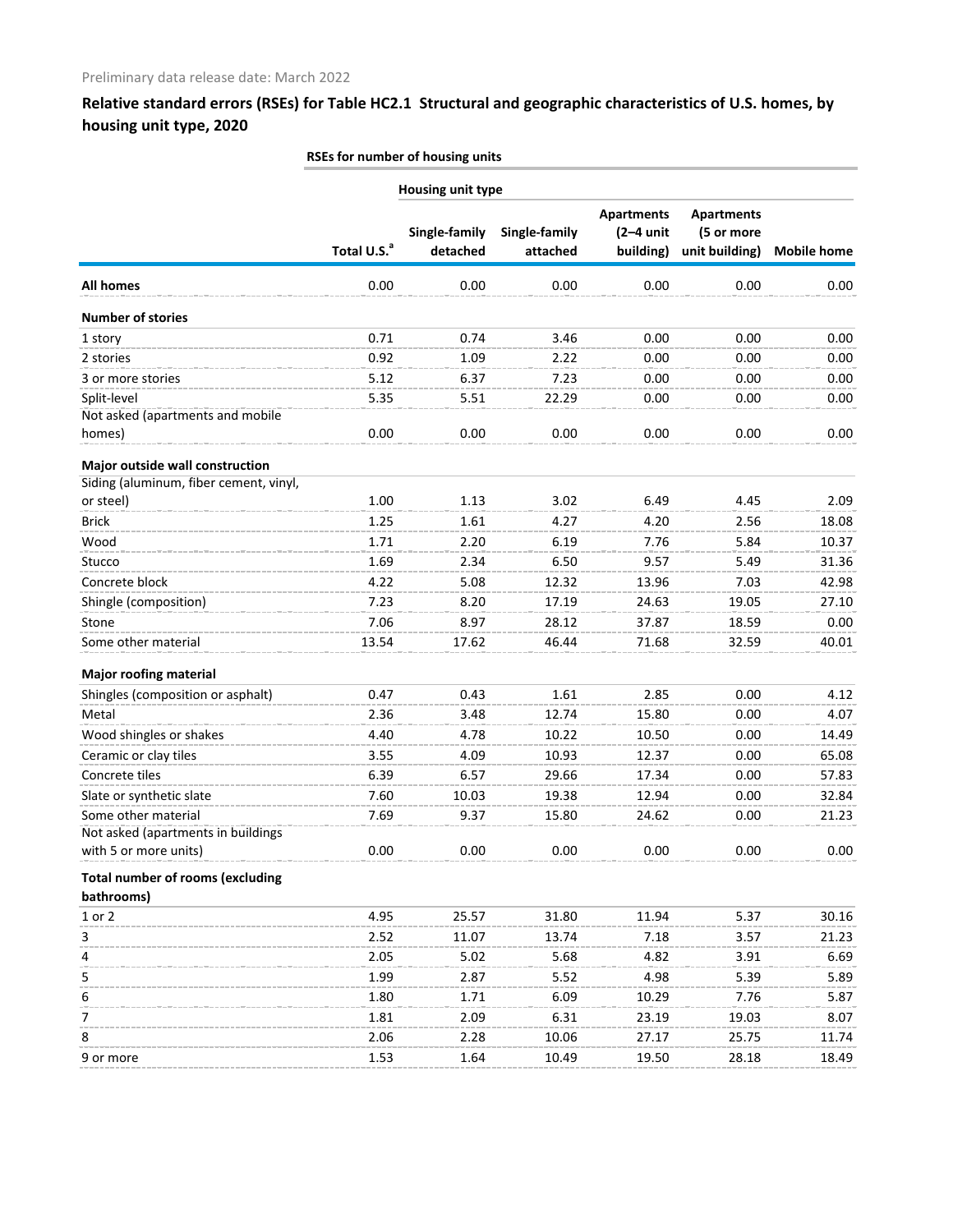Preliminary data release date: March 2022

## Relative standard errors (RSEs) for Table HC2.1 Structural and geographic characteristics of U.S. homes, by housing unit type, 2020

| | RSEs for number of housing units | | | | | |
|---|---|---|---|---|---|---|
| | | Housing unit type | | | | |
| | Total U.S.[a] | Single-family detached | Single-family attached | Apartments (2–4 unit building) | Apartments (5 or more unit building) | Mobile home |
| **All homes** | 0.00 | 0.00 | 0.00 | 0.00 | 0.00 | 0.00 |
| **Number of stories** | | | | | | |
| 1 story | 0.71 | 0.74 | 3.46 | 0.00 | 0.00 | 0.00 |
| 2 stories | 0.92 | 1.09 | 2.22 | 0.00 | 0.00 | 0.00 |
| 3 or more stories | 5.12 | 6.37 | 7.23 | 0.00 | 0.00 | 0.00 |
| Split-level | 5.35 | 5.51 | 22.29 | 0.00 | 0.00 | 0.00 |
| Not asked (apartments and mobile homes) | 0.00 | 0.00 | 0.00 | 0.00 | 0.00 | 0.00 |
| **Major outside wall construction** | | | | | | |
| Siding (aluminum, fiber cement, vinyl, or steel) | 1.00 | 1.13 | 3.02 | 6.49 | 4.45 | 2.09 |
| Brick | 1.25 | 1.61 | 4.27 | 4.20 | 2.56 | 18.08 |
| Wood | 1.71 | 2.20 | 6.19 | 7.76 | 5.84 | 10.37 |
| Stucco | 1.69 | 2.34 | 6.50 | 9.57 | 5.49 | 31.36 |
| Concrete block | 4.22 | 5.08 | 12.32 | 13.96 | 7.03 | 42.98 |
| Shingle (composition) | 7.23 | 8.20 | 17.19 | 24.63 | 19.05 | 27.10 |
| Stone | 7.06 | 8.97 | 28.12 | 37.87 | 18.59 | 0.00 |
| Some other material | 13.54 | 17.62 | 46.44 | 71.68 | 32.59 | 40.01 |
| **Major roofing material** | | | | | | |
| Shingles (composition or asphalt) | 0.47 | 0.43 | 1.61 | 2.85 | 0.00 | 4.12 |
| Metal | 2.36 | 3.48 | 12.74 | 15.80 | 0.00 | 4.07 |
| Wood shingles or shakes | 4.40 | 4.78 | 10.22 | 10.50 | 0.00 | 14.49 |
| Ceramic or clay tiles | 3.55 | 4.09 | 10.93 | 12.37 | 0.00 | 65.08 |
| Concrete tiles | 6.39 | 6.57 | 29.66 | 17.34 | 0.00 | 57.83 |
| Slate or synthetic slate | 7.60 | 10.03 | 19.38 | 12.94 | 0.00 | 32.84 |
| Some other material | 7.69 | 9.37 | 15.80 | 24.62 | 0.00 | 21.23 |
| Not asked (apartments in buildings with 5 or more units) | 0.00 | 0.00 | 0.00 | 0.00 | 0.00 | 0.00 |
| **Total number of rooms (excluding bathrooms)** | | | | | | |
| 1 or 2 | 4.95 | 25.57 | 31.80 | 11.94 | 5.37 | 30.16 |
| 3 | 2.52 | 11.07 | 13.74 | 7.18 | 3.57 | 21.23 |
| 4 | 2.05 | 5.02 | 5.68 | 4.82 | 3.91 | 6.69 |
| 5 | 1.99 | 2.87 | 5.52 | 4.98 | 5.39 | 5.89 |
| 6 | 1.80 | 1.71 | 6.09 | 10.29 | 7.76 | 5.87 |
| 7 | 1.81 | 2.09 | 6.31 | 23.19 | 19.03 | 8.07 |
| 8 | 2.06 | 2.28 | 10.06 | 27.17 | 25.75 | 11.74 |
| 9 or more | 1.53 | 1.64 | 10.49 | 19.50 | 28.18 | 18.49 |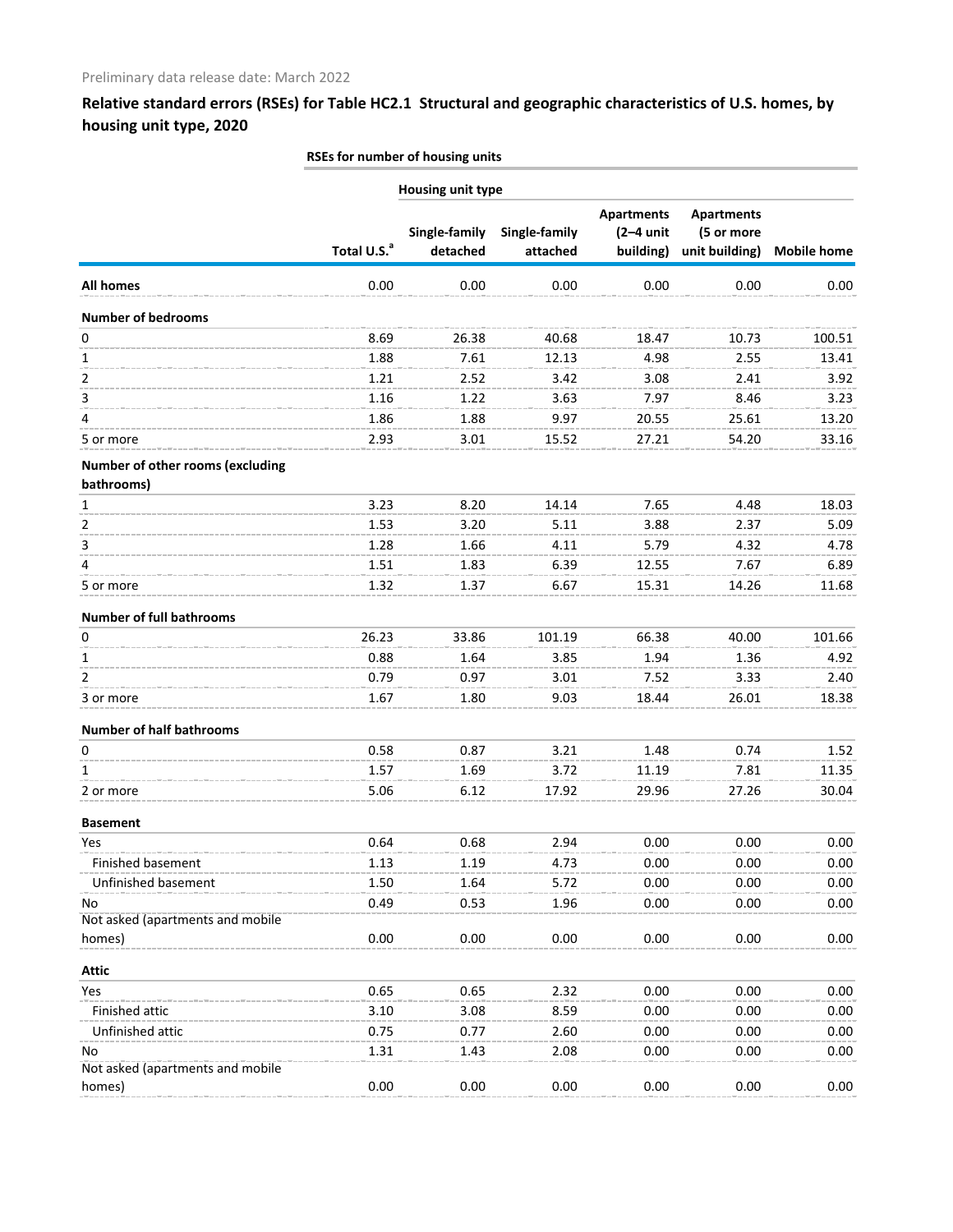Preliminary data release date: March 2022

## Relative standard errors (RSEs) for Table HC2.1 Structural and geographic characteristics of U.S. homes, by housing unit type, 2020

| | RSEs for number of housing units | | | | | |
|---|---|---|---|---|---|---|
| | | Housing unit type | | | | |
| | Total U.S.[a] | Single-family detached | Single-family attached | Apartments (2–4 unit building) | Apartments (5 or more unit building) | Mobile home |
| **All homes** | 0.00 | 0.00 | 0.00 | 0.00 | 0.00 | 0.00 |
| **Number of bedrooms** | | | | | | |
| 0 | 8.69 | 26.38 | 40.68 | 18.47 | 10.73 | 100.51 |
| 1 | 1.88 | 7.61 | 12.13 | 4.98 | 2.55 | 13.41 |
| 2 | 1.21 | 2.52 | 3.42 | 3.08 | 2.41 | 3.92 |
| 3 | 1.16 | 1.22 | 3.63 | 7.97 | 8.46 | 3.23 |
| 4 | 1.86 | 1.88 | 9.97 | 20.55 | 25.61 | 13.20 |
| 5 or more | 2.93 | 3.01 | 15.52 | 27.21 | 54.20 | 33.16 |
| **Number of other rooms (excluding bathrooms)** | | | | | | |
| 1 | 3.23 | 8.20 | 14.14 | 7.65 | 4.48 | 18.03 |
| 2 | 1.53 | 3.20 | 5.11 | 3.88 | 2.37 | 5.09 |
| 3 | 1.28 | 1.66 | 4.11 | 5.79 | 4.32 | 4.78 |
| 4 | 1.51 | 1.83 | 6.39 | 12.55 | 7.67 | 6.89 |
| 5 or more | 1.32 | 1.37 | 6.67 | 15.31 | 14.26 | 11.68 |
| **Number of full bathrooms** | | | | | | |
| 0 | 26.23 | 33.86 | 101.19 | 66.38 | 40.00 | 101.66 |
| 1 | 0.88 | 1.64 | 3.85 | 1.94 | 1.36 | 4.92 |
| 2 | 0.79 | 0.97 | 3.01 | 7.52 | 3.33 | 2.40 |
| 3 or more | 1.67 | 1.80 | 9.03 | 18.44 | 26.01 | 18.38 |
| **Number of half bathrooms** | | | | | | |
| 0 | 0.58 | 0.87 | 3.21 | 1.48 | 0.74 | 1.52 |
| 1 | 1.57 | 1.69 | 3.72 | 11.19 | 7.81 | 11.35 |
| 2 or more | 5.06 | 6.12 | 17.92 | 29.96 | 27.26 | 30.04 |
| **Basement** | | | | | | |
| Yes | 0.64 | 0.68 | 2.94 | 0.00 | 0.00 | 0.00 |
| Finished basement | 1.13 | 1.19 | 4.73 | 0.00 | 0.00 | 0.00 |
| Unfinished basement | 1.50 | 1.64 | 5.72 | 0.00 | 0.00 | 0.00 |
| No | 0.49 | 0.53 | 1.96 | 0.00 | 0.00 | 0.00 |
| Not asked (apartments and mobile homes) | 0.00 | 0.00 | 0.00 | 0.00 | 0.00 | 0.00 |
| **Attic** | | | | | | |
| Yes | 0.65 | 0.65 | 2.32 | 0.00 | 0.00 | 0.00 |
| Finished attic | 3.10 | 3.08 | 8.59 | 0.00 | 0.00 | 0.00 |
| Unfinished attic | 0.75 | 0.77 | 2.60 | 0.00 | 0.00 | 0.00 |
| No | 1.31 | 1.43 | 2.08 | 0.00 | 0.00 | 0.00 |
| Not asked (apartments and mobile homes) | 0.00 | 0.00 | 0.00 | 0.00 | 0.00 | 0.00 |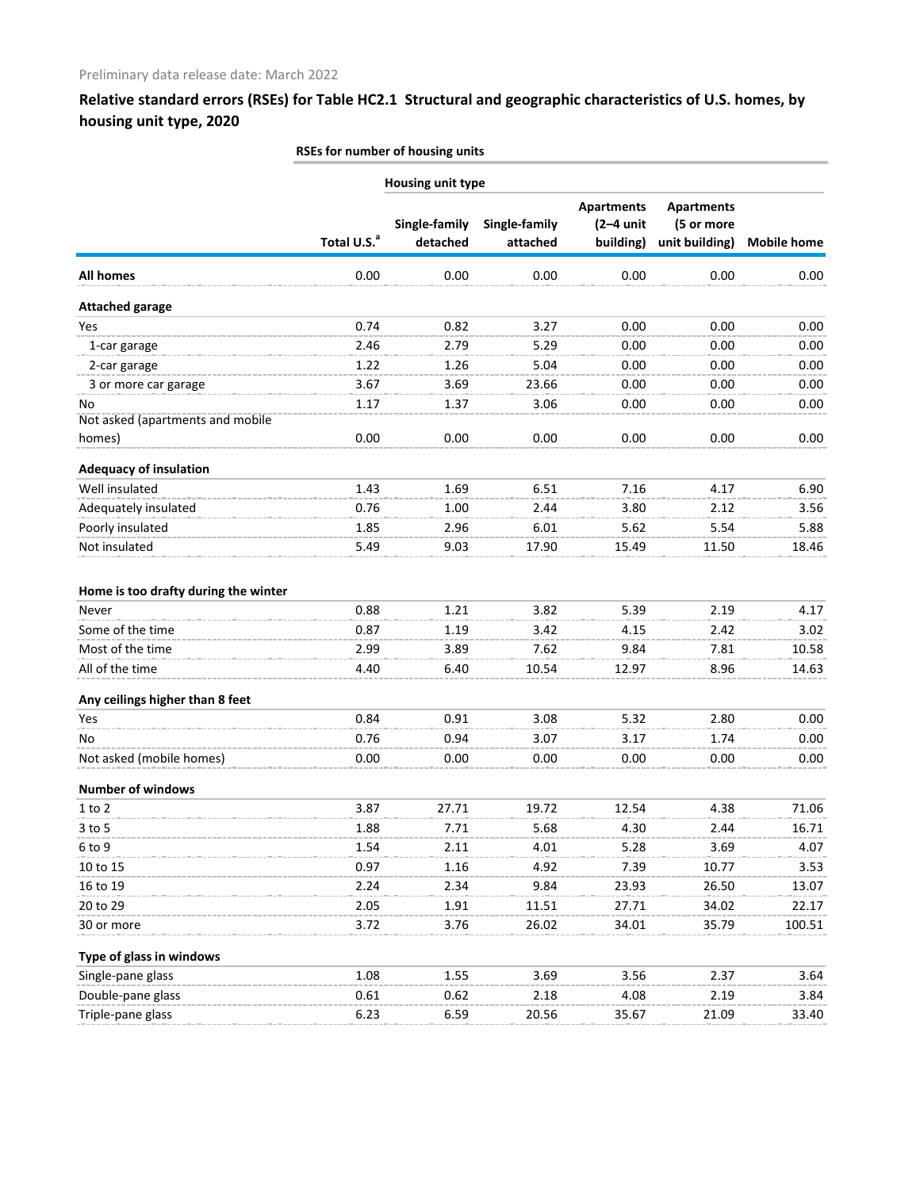Preliminary data release date: March 2022

## Relative standard errors (RSEs) for Table HC2.1 Structural and geographic characteristics of U.S. homes, by housing unit type, 2020

| | RSEs for number of housing units | | | | | |
|---|---|---|---|---|---|---|
| | | Housing unit type | | | | |
| | Total U.S.[a] | Single-family detached | Single-family attached | Apartments (2–4 unit building) | Apartments (5 or more unit building) | Mobile home |
| **All homes** | 0.00 | 0.00 | 0.00 | 0.00 | 0.00 | 0.00 |
| **Attached garage** | | | | | | |
| Yes | 0.74 | 0.82 | 3.27 | 0.00 | 0.00 | 0.00 |
| 1-car garage | 2.46 | 2.79 | 5.29 | 0.00 | 0.00 | 0.00 |
| 2-car garage | 1.22 | 1.26 | 5.04 | 0.00 | 0.00 | 0.00 |
| 3 or more car garage | 3.67 | 3.69 | 23.66 | 0.00 | 0.00 | 0.00 |
| No | 1.17 | 1.37 | 3.06 | 0.00 | 0.00 | 0.00 |
| Not asked (apartments and mobile homes) | 0.00 | 0.00 | 0.00 | 0.00 | 0.00 | 0.00 |
| **Adequacy of insulation** | | | | | | |
| Well insulated | 1.43 | 1.69 | 6.51 | 7.16 | 4.17 | 6.90 |
| Adequately insulated | 0.76 | 1.00 | 2.44 | 3.80 | 2.12 | 3.56 |
| Poorly insulated | 1.85 | 2.96 | 6.01 | 5.62 | 5.54 | 5.88 |
| Not insulated | 5.49 | 9.03 | 17.90 | 15.49 | 11.50 | 18.46 |
| **Home is too drafty during the winter** | | | | | | |
| Never | 0.88 | 1.21 | 3.82 | 5.39 | 2.19 | 4.17 |
| Some of the time | 0.87 | 1.19 | 3.42 | 4.15 | 2.42 | 3.02 |
| Most of the time | 2.99 | 3.89 | 7.62 | 9.84 | 7.81 | 10.58 |
| All of the time | 4.40 | 6.40 | 10.54 | 12.97 | 8.96 | 14.63 |
| **Any ceilings higher than 8 feet** | | | | | | |
| Yes | 0.84 | 0.91 | 3.08 | 5.32 | 2.80 | 0.00 |
| No | 0.76 | 0.94 | 3.07 | 3.17 | 1.74 | 0.00 |
| Not asked (mobile homes) | 0.00 | 0.00 | 0.00 | 0.00 | 0.00 | 0.00 |
| **Number of windows** | | | | | | |
| 1 to 2 | 3.87 | 27.71 | 19.72 | 12.54 | 4.38 | 71.06 |
| 3 to 5 | 1.88 | 7.71 | 5.68 | 4.30 | 2.44 | 16.71 |
| 6 to 9 | 1.54 | 2.11 | 4.01 | 5.28 | 3.69 | 4.07 |
| 10 to 15 | 0.97 | 1.16 | 4.92 | 7.39 | 10.77 | 3.53 |
| 16 to 19 | 2.24 | 2.34 | 9.84 | 23.93 | 26.50 | 13.07 |
| 20 to 29 | 2.05 | 1.91 | 11.51 | 27.71 | 34.02 | 22.17 |
| 30 or more | 3.72 | 3.76 | 26.02 | 34.01 | 35.79 | 100.51 |
| **Type of glass in windows** | | | | | | |
| Single-pane glass | 1.08 | 1.55 | 3.69 | 3.56 | 2.37 | 3.64 |
| Double-pane glass | 0.61 | 0.62 | 2.18 | 4.08 | 2.19 | 3.84 |
| Triple-pane glass | 6.23 | 6.59 | 20.56 | 35.67 | 21.09 | 33.40 |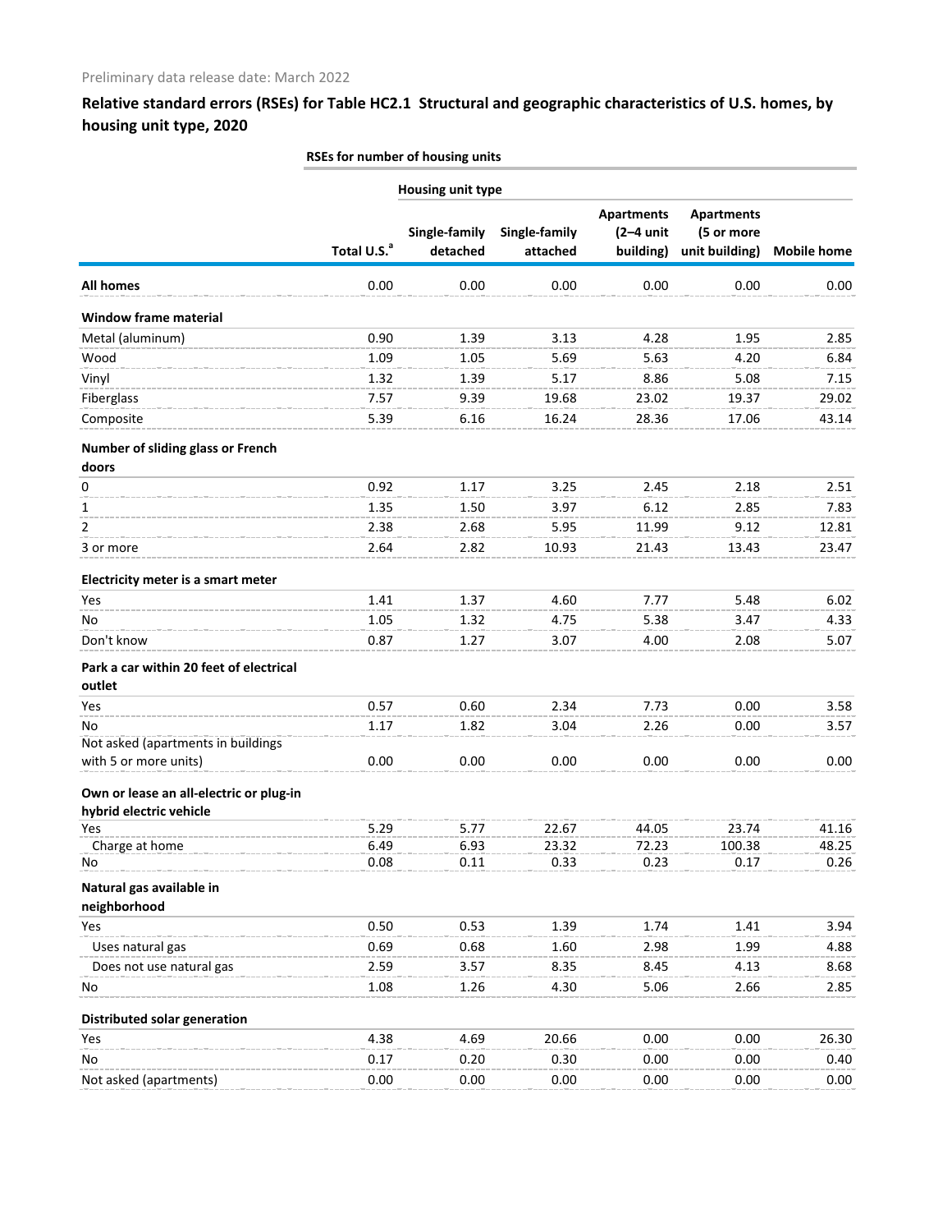Preliminary data release date: March 2022

## Relative standard errors (RSEs) for Table HC2.1 Structural and geographic characteristics of U.S. homes, by housing unit type, 2020

| | RSEs for number of housing units | | | | | |
|---|---|---|---|---|---|---|
| | | Housing unit type | | | | |
| | Total U.S.[a] | Single-family detached | Single-family attached | Apartments (2–4 unit building) | Apartments (5 or more unit building) | Mobile home |
| **All homes** | 0.00 | 0.00 | 0.00 | 0.00 | 0.00 | 0.00 |
| **Window frame material** | | | | | | |
| Metal (aluminum) | 0.90 | 1.39 | 3.13 | 4.28 | 1.95 | 2.85 |
| Wood | 1.09 | 1.05 | 5.69 | 5.63 | 4.20 | 6.84 |
| Vinyl | 1.32 | 1.39 | 5.17 | 8.86 | 5.08 | 7.15 |
| Fiberglass | 7.57 | 9.39 | 19.68 | 23.02 | 19.37 | 29.02 |
| Composite | 5.39 | 6.16 | 16.24 | 28.36 | 17.06 | 43.14 |
| **Number of sliding glass or French doors** | | | | | | |
| 0 | 0.92 | 1.17 | 3.25 | 2.45 | 2.18 | 2.51 |
| 1 | 1.35 | 1.50 | 3.97 | 6.12 | 2.85 | 7.83 |
| 2 | 2.38 | 2.68 | 5.95 | 11.99 | 9.12 | 12.81 |
| 3 or more | 2.64 | 2.82 | 10.93 | 21.43 | 13.43 | 23.47 |
| **Electricity meter is a smart meter** | | | | | | |
| Yes | 1.41 | 1.37 | 4.60 | 7.77 | 5.48 | 6.02 |
| No | 1.05 | 1.32 | 4.75 | 5.38 | 3.47 | 4.33 |
| Don't know | 0.87 | 1.27 | 3.07 | 4.00 | 2.08 | 5.07 |
| **Park a car within 20 feet of electrical outlet** | | | | | | |
| Yes | 0.57 | 0.60 | 2.34 | 7.73 | 0.00 | 3.58 |
| No | 1.17 | 1.82 | 3.04 | 2.26 | 0.00 | 3.57 |
| Not asked (apartments in buildings with 5 or more units) | 0.00 | 0.00 | 0.00 | 0.00 | 0.00 | 0.00 |
| **Own or lease an all-electric or plug-in hybrid electric vehicle** | | | | | | |
| Yes | 5.29 | 5.77 | 22.67 | 44.05 | 23.74 | 41.16 |
| Charge at home | 6.49 | 6.93 | 23.32 | 72.23 | 100.38 | 48.25 |
| No | 0.08 | 0.11 | 0.33 | 0.23 | 0.17 | 0.26 |
| **Natural gas available in neighborhood** | | | | | | |
| Yes | 0.50 | 0.53 | 1.39 | 1.74 | 1.41 | 3.94 |
| Uses natural gas | 0.69 | 0.68 | 1.60 | 2.98 | 1.99 | 4.88 |
| Does not use natural gas | 2.59 | 3.57 | 8.35 | 8.45 | 4.13 | 8.68 |
| No | 1.08 | 1.26 | 4.30 | 5.06 | 2.66 | 2.85 |
| **Distributed solar generation** | | | | | | |
| Yes | 4.38 | 4.69 | 20.66 | 0.00 | 0.00 | 26.30 |
| No | 0.17 | 0.20 | 0.30 | 0.00 | 0.00 | 0.40 |
| Not asked (apartments) | 0.00 | 0.00 | 0.00 | 0.00 | 0.00 | 0.00 |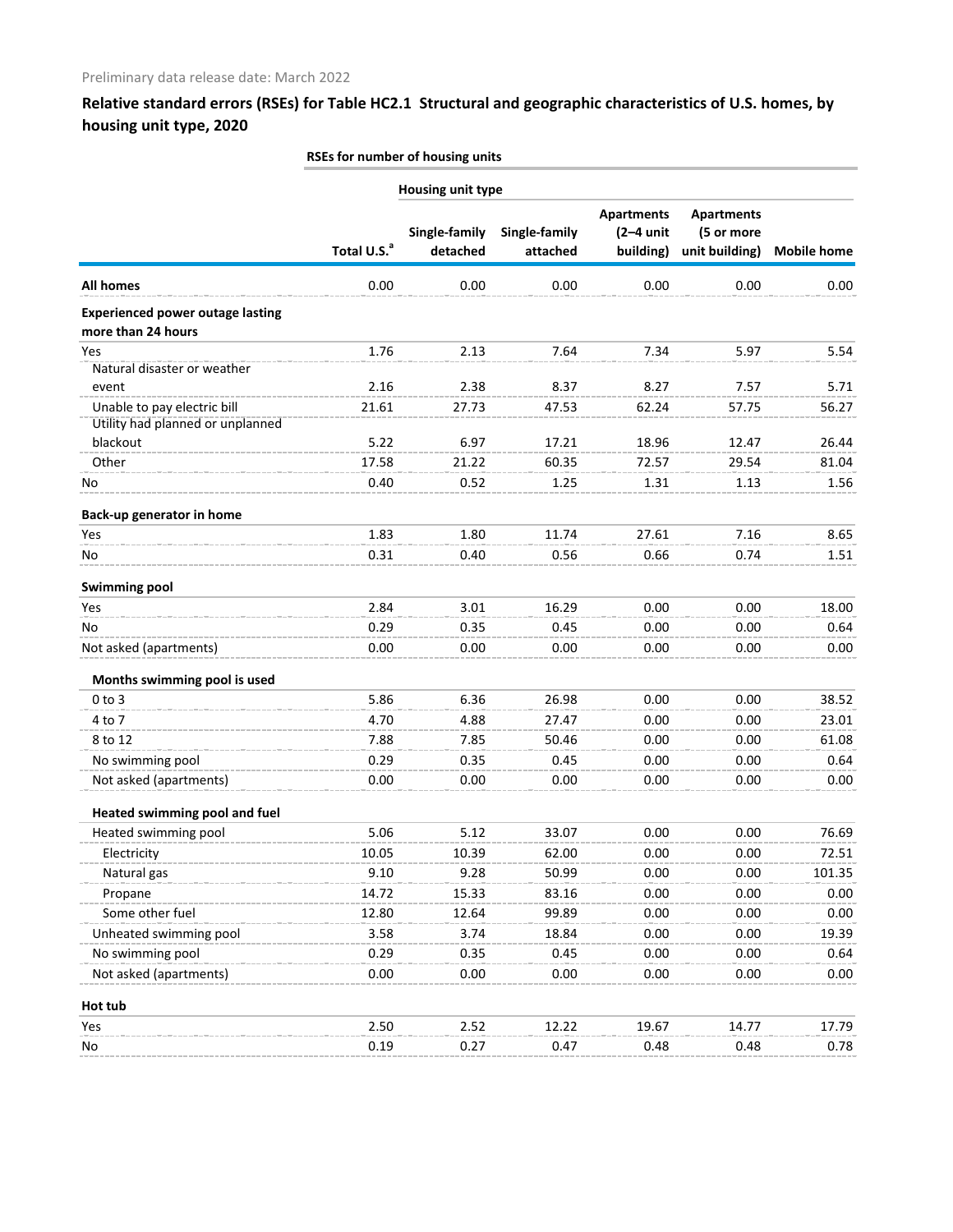Preliminary data release date: March 2022

## Relative standard errors (RSEs) for Table HC2.1 Structural and geographic characteristics of U.S. homes, by housing unit type, 2020

| | RSEs for number of housing units | | | | | |
|---|---|---|---|---|---|---|
| | | Housing unit type | | | | |
| | Total U.S.[a] | Single-family detached | Single-family attached | Apartments (2–4 unit building) | Apartments (5 or more unit building) | Mobile home |
| **All homes** | 0.00 | 0.00 | 0.00 | 0.00 | 0.00 | 0.00 |
| **Experienced power outage lasting more than 24 hours** | | | | | | |
| Yes | 1.76 | 2.13 | 7.64 | 7.34 | 5.97 | 5.54 |
| Natural disaster or weather event | 2.16 | 2.38 | 8.37 | 8.27 | 7.57 | 5.71 |
| Unable to pay electric bill | 21.61 | 27.73 | 47.53 | 62.24 | 57.75 | 56.27 |
| Utility had planned or unplanned blackout | 5.22 | 6.97 | 17.21 | 18.96 | 12.47 | 26.44 |
| Other | 17.58 | 21.22 | 60.35 | 72.57 | 29.54 | 81.04 |
| No | 0.40 | 0.52 | 1.25 | 1.31 | 1.13 | 1.56 |
| **Back-up generator in home** | | | | | | |
| Yes | 1.83 | 1.80 | 11.74 | 27.61 | 7.16 | 8.65 |
| No | 0.31 | 0.40 | 0.56 | 0.66 | 0.74 | 1.51 |
| **Swimming pool** | | | | | | |
| Yes | 2.84 | 3.01 | 16.29 | 0.00 | 0.00 | 18.00 |
| No | 0.29 | 0.35 | 0.45 | 0.00 | 0.00 | 0.64 |
| Not asked (apartments) | 0.00 | 0.00 | 0.00 | 0.00 | 0.00 | 0.00 |
| **Months swimming pool is used** | | | | | | |
| 0 to 3 | 5.86 | 6.36 | 26.98 | 0.00 | 0.00 | 38.52 |
| 4 to 7 | 4.70 | 4.88 | 27.47 | 0.00 | 0.00 | 23.01 |
| 8 to 12 | 7.88 | 7.85 | 50.46 | 0.00 | 0.00 | 61.08 |
| No swimming pool | 0.29 | 0.35 | 0.45 | 0.00 | 0.00 | 0.64 |
| Not asked (apartments) | 0.00 | 0.00 | 0.00 | 0.00 | 0.00 | 0.00 |
| **Heated swimming pool and fuel** | | | | | | |
| Heated swimming pool | 5.06 | 5.12 | 33.07 | 0.00 | 0.00 | 76.69 |
| Electricity | 10.05 | 10.39 | 62.00 | 0.00 | 0.00 | 72.51 |
| Natural gas | 9.10 | 9.28 | 50.99 | 0.00 | 0.00 | 101.35 |
| Propane | 14.72 | 15.33 | 83.16 | 0.00 | 0.00 | 0.00 |
| Some other fuel | 12.80 | 12.64 | 99.89 | 0.00 | 0.00 | 0.00 |
| Unheated swimming pool | 3.58 | 3.74 | 18.84 | 0.00 | 0.00 | 19.39 |
| No swimming pool | 0.29 | 0.35 | 0.45 | 0.00 | 0.00 | 0.64 |
| Not asked (apartments) | 0.00 | 0.00 | 0.00 | 0.00 | 0.00 | 0.00 |
| **Hot tub** | | | | | | |
| Yes | 2.50 | 2.52 | 12.22 | 19.67 | 14.77 | 17.79 |
| No | 0.19 | 0.27 | 0.47 | 0.48 | 0.48 | 0.78 |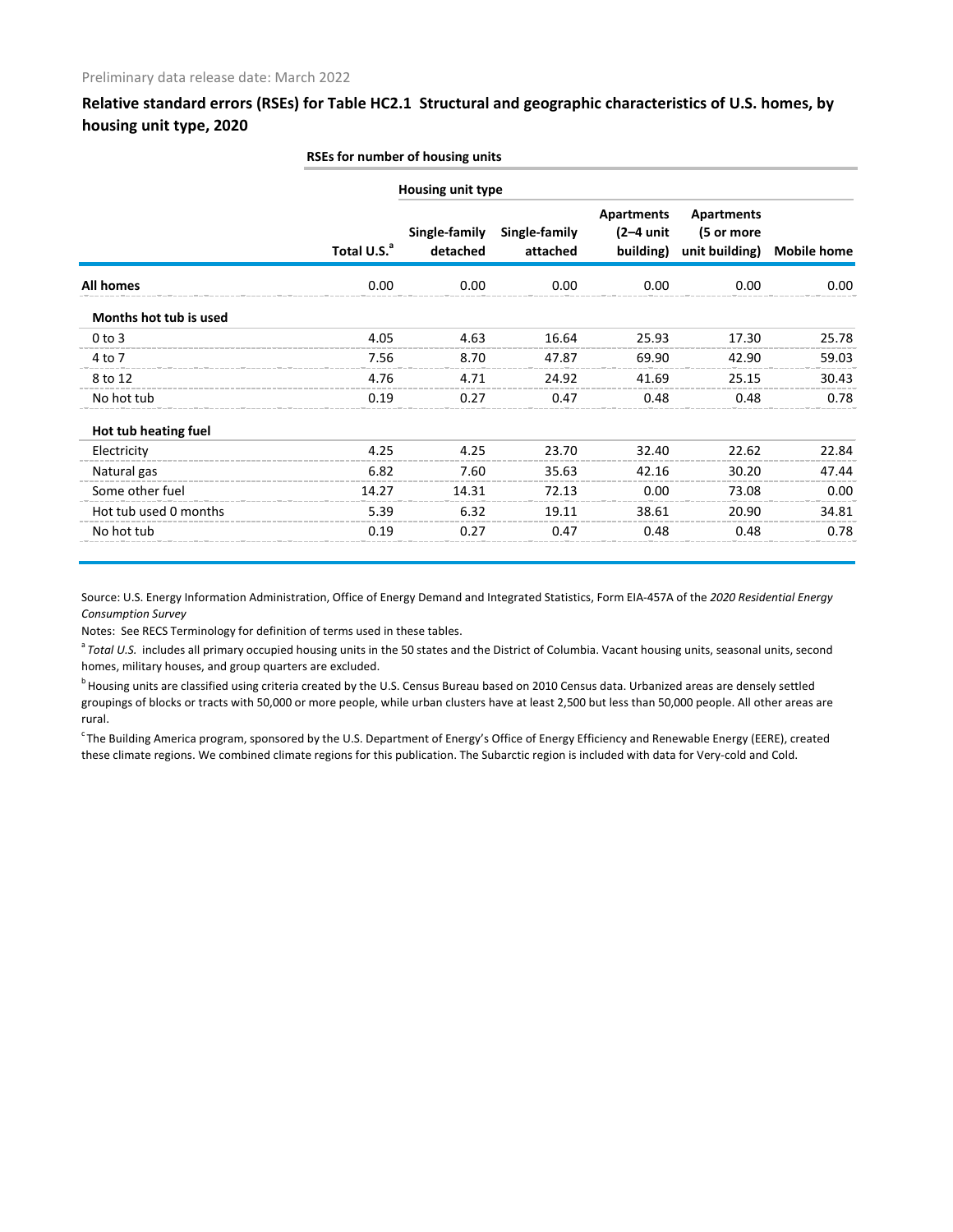Preliminary data release date: March 2022

## Relative standard errors (RSEs) for Table HC2.1 Structural and geographic characteristics of U.S. homes, by housing unit type, 2020

| | RSEs for number of housing units | | | | | |
|---|---|---|---|---|---|---|
| | | Housing unit type | | | | |
| | Total U.S.[a] | Single-family detached | Single-family attached | Apartments (2–4 unit building) | Apartments (5 or more unit building) | Mobile home |
| **All homes** | 0.00 | 0.00 | 0.00 | 0.00 | 0.00 | 0.00 |
| **Months hot tub is used** | | | | | | |
| 0 to 3 | 4.05 | 4.63 | 16.64 | 25.93 | 17.30 | 25.78 |
| 4 to 7 | 7.56 | 8.70 | 47.87 | 69.90 | 42.90 | 59.03 |
| 8 to 12 | 4.76 | 4.71 | 24.92 | 41.69 | 25.15 | 30.43 |
| No hot tub | 0.19 | 0.27 | 0.47 | 0.48 | 0.48 | 0.78 |
| **Hot tub heating fuel** | | | | | | |
| Electricity | 4.25 | 4.25 | 23.70 | 32.40 | 22.62 | 22.84 |
| Natural gas | 6.82 | 7.60 | 35.63 | 42.16 | 30.20 | 47.44 |
| Some other fuel | 14.27 | 14.31 | 72.13 | 0.00 | 73.08 | 0.00 |
| Hot tub used 0 months | 5.39 | 6.32 | 19.11 | 38.61 | 20.90 | 34.81 |
| No hot tub | 0.19 | 0.27 | 0.47 | 0.48 | 0.48 | 0.78 |

Source: U.S. Energy Information Administration, Office of Energy Demand and Integrated Statistics, Form EIA-457A of the *2020 Residential Energy Consumption Survey*

Notes: See RECS Terminology for definition of terms used in these tables.

[a] *Total U.S.* includes all primary occupied housing units in the 50 states and the District of Columbia. Vacant housing units, seasonal units, second homes, military houses, and group quarters are excluded.

[b] Housing units are classified using criteria created by the U.S. Census Bureau based on 2010 Census data. Urbanized areas are densely settled groupings of blocks or tracts with 50,000 or more people, while urban clusters have at least 2,500 but less than 50,000 people. All other areas are rural.

[c] The Building America program, sponsored by the U.S. Department of Energy's Office of Energy Efficiency and Renewable Energy (EERE), created these climate regions. We combined climate regions for this publication. The Subarctic region is included with data for Very-cold and Cold.